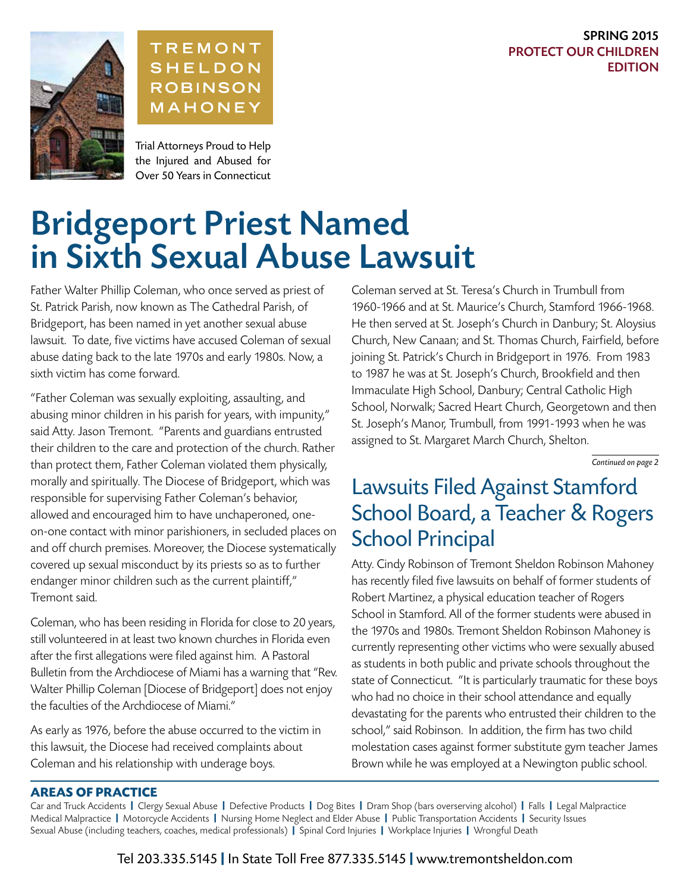**TREMONT SHELDON ROBINSON MAHONEY**

Trial Attorneys Proud to Help the Injured and Abused for Over 50 Years in Connecticut

**SPRING 2015**
**PROTECT OUR CHILDREN EDITION**

# Bridgeport Priest Named in Sixth Sexual Abuse Lawsuit

Father Walter Phillip Coleman, who once served as priest of St. Patrick Parish, now known as The Cathedral Parish, of Bridgeport, has been named in yet another sexual abuse lawsuit. To date, five victims have accused Coleman of sexual abuse dating back to the late 1970s and early 1980s. Now, a sixth victim has come forward.

"Father Coleman was sexually exploiting, assaulting, and abusing minor children in his parish for years, with impunity," said Atty. Jason Tremont. "Parents and guardians entrusted their children to the care and protection of the church. Rather than protect them, Father Coleman violated them physically, morally and spiritually. The Diocese of Bridgeport, which was responsible for supervising Father Coleman's behavior, allowed and encouraged him to have unchaperoned, one-on-one contact with minor parishioners, in secluded places on and off church premises. Moreover, the Diocese systematically covered up sexual misconduct by its priests so as to further endanger minor children such as the current plaintiff," Tremont said.

Coleman, who has been residing in Florida for close to 20 years, still volunteered in at least two known churches in Florida even after the first allegations were filed against him. A Pastoral Bulletin from the Archdiocese of Miami has a warning that "Rev. Walter Phillip Coleman [Diocese of Bridgeport] does not enjoy the faculties of the Archdiocese of Miami."

As early as 1976, before the abuse occurred to the victim in this lawsuit, the Diocese had received complaints about Coleman and his relationship with underage boys.

Coleman served at St. Teresa's Church in Trumbull from 1960-1966 and at St. Maurice's Church, Stamford 1966-1968. He then served at St. Joseph's Church in Danbury; St. Aloysius Church, New Canaan; and St. Thomas Church, Fairfield, before joining St. Patrick's Church in Bridgeport in 1976. From 1983 to 1987 he was at St. Joseph's Church, Brookfield and then Immaculate High School, Danbury; Central Catholic High School, Norwalk; Sacred Heart Church, Georgetown and then St. Joseph's Manor, Trumbull, from 1991-1993 when he was assigned to St. Margaret March Church, Shelton.

*Continued on page 2*

## Lawsuits Filed Against Stamford School Board, a Teacher & Rogers School Principal

Atty. Cindy Robinson of Tremont Sheldon Robinson Mahoney has recently filed five lawsuits on behalf of former students of Robert Martinez, a physical education teacher of Rogers School in Stamford. All of the former students were abused in the 1970s and 1980s. Tremont Sheldon Robinson Mahoney is currently representing other victims who were sexually abused as students in both public and private schools throughout the state of Connecticut. "It is particularly traumatic for these boys who had no choice in their school attendance and equally devastating for the parents who entrusted their children to the school," said Robinson. In addition, the firm has two child molestation cases against former substitute gym teacher James Brown while he was employed at a Newington public school.

### AREAS OF PRACTICE

Car and Truck Accidents | Clergy Sexual Abuse | Defective Products | Dog Bites | Dram Shop (bars overserving alcohol) | Falls | Legal Malpractice | Medical Malpractice | Motorcycle Accidents | Nursing Home Neglect and Elder Abuse | Public Transportation Accidents | Security Issues | Sexual Abuse (including teachers, coaches, medical professionals) | Spinal Cord Injuries | Workplace Injuries | Wrongful Death

Tel 203.335.5145 | In State Toll Free 877.335.5145 | www.tremontsheldon.com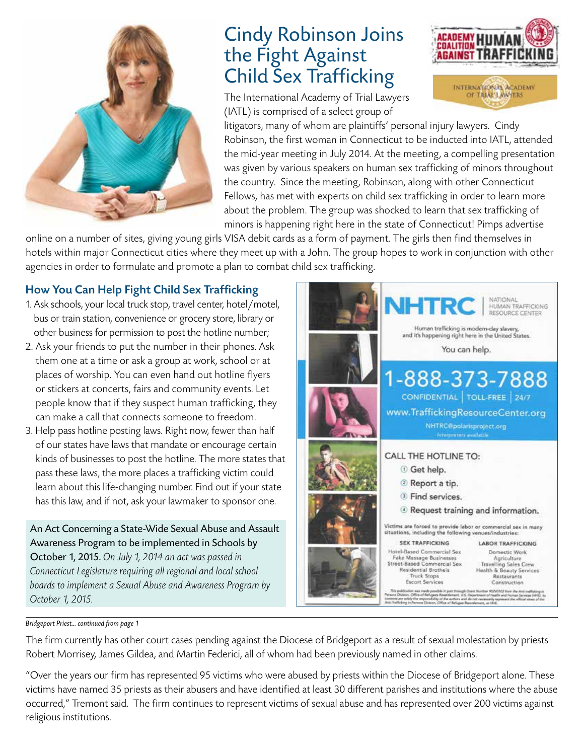# Cindy Robinson Joins the Fight Against Child Sex Trafficking

The International Academy of Trial Lawyers (IATL) is comprised of a select group of litigators, many of whom are plaintiffs' personal injury lawyers. Cindy Robinson, the first woman in Connecticut to be inducted into IATL, attended the mid-year meeting in July 2014. At the meeting, a compelling presentation was given by various speakers on human sex trafficking of minors throughout the country. Since the meeting, Robinson, along with other Connecticut Fellows, has met with experts on child sex trafficking in order to learn more about the problem. The group was shocked to learn that sex trafficking of minors is happening right here in the state of Connecticut! Pimps advertise online on a number of sites, giving young girls VISA debit cards as a form of payment. The girls then find themselves in hotels within major Connecticut cities where they meet up with a John. The group hopes to work in conjunction with other agencies in order to formulate and promote a plan to combat child sex trafficking.

## How You Can Help Fight Child Sex Trafficking

1. Ask schools, your local truck stop, travel center, hotel/motel, bus or train station, convenience or grocery store, library or other business for permission to post the hotline number;
2. Ask your friends to put the number in their phones. Ask them one at a time or ask a group at work, school or at places of worship. You can even hand out hotline flyers or stickers at concerts, fairs and community events. Let people know that if they suspect human trafficking, they can make a call that connects someone to freedom.
3. Help pass hotline posting laws. Right now, fewer than half of our states have laws that mandate or encourage certain kinds of businesses to post the hotline. The more states that pass these laws, the more places a trafficking victim could learn about this life-changing number. Find out if your state has this law, and if not, ask your lawmaker to sponsor one.

**An Act Concerning a State-Wide Sexual Abuse and Assault Awareness Program to be implemented in Schools by October 1, 2015.** *On July 1, 2014 an act was passed in Connecticut Legislature requiring all regional and local school boards to implement a Sexual Abuse and Awareness Program by October 1, 2015.*

---

*Bridgeport Priest... continued from page 1*

The firm currently has other court cases pending against the Diocese of Bridgeport as a result of sexual molestation by priests Robert Morrisey, James Gildea, and Martin Federici, all of whom had been previously named in other claims.

"Over the years our firm has represented 95 victims who were abused by priests within the Diocese of Bridgeport alone. These victims have named 35 priests as their abusers and have identified at least 30 different parishes and institutions where the abuse occurred," Tremont said. The firm continues to represent victims of sexual abuse and has represented over 200 victims against religious institutions.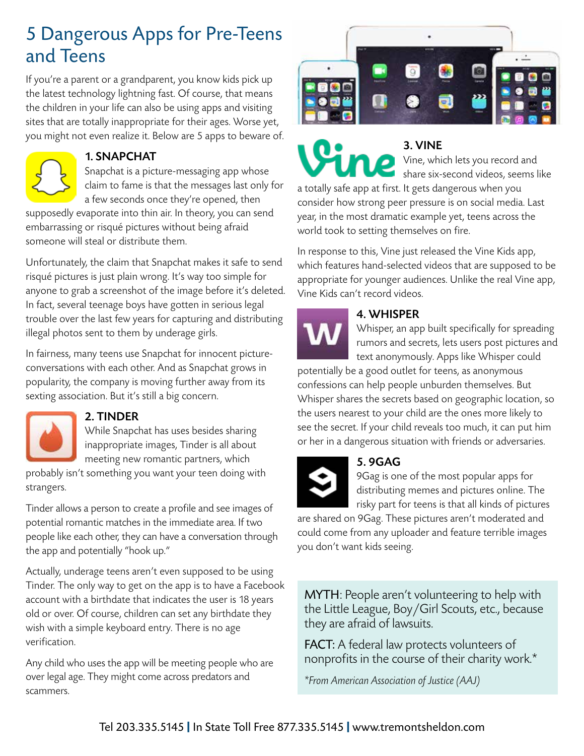# 5 Dangerous Apps for Pre-Teens and Teens

If you're a parent or a grandparent, you know kids pick up the latest technology lightning fast. Of course, that means the children in your life can also be using apps and visiting sites that are totally inappropriate for their ages. Worse yet, you might not even realize it. Below are 5 apps to beware of.

## 1. SNAPCHAT

Snapchat is a picture-messaging app whose claim to fame is that the messages last only for a few seconds once they're opened, then supposedly evaporate into thin air. In theory, you can send embarrassing or risqué pictures without being afraid someone will steal or distribute them.

Unfortunately, the claim that Snapchat makes it safe to send risqué pictures is just plain wrong. It's way too simple for anyone to grab a screenshot of the image before it's deleted. In fact, several teenage boys have gotten in serious legal trouble over the last few years for capturing and distributing illegal photos sent to them by underage girls.

In fairness, many teens use Snapchat for innocent picture-conversations with each other. And as Snapchat grows in popularity, the company is moving further away from its sexting association. But it's still a big concern.

## 2. TINDER

While Snapchat has uses besides sharing inappropriate images, Tinder is all about meeting new romantic partners, which probably isn't something you want your teen doing with strangers.

Tinder allows a person to create a profile and see images of potential romantic matches in the immediate area. If two people like each other, they can have a conversation through the app and potentially "hook up."

Actually, underage teens aren't even supposed to be using Tinder. The only way to get on the app is to have a Facebook account with a birthdate that indicates the user is 18 years old or over. Of course, children can set any birthdate they wish with a simple keyboard entry. There is no age verification.

Any child who uses the app will be meeting people who are over legal age. They might come across predators and scammers.

## 3. VINE

Vine, which lets you record and share six-second videos, seems like a totally safe app at first. It gets dangerous when you consider how strong peer pressure is on social media. Last year, in the most dramatic example yet, teens across the world took to setting themselves on fire.

In response to this, Vine just released the Vine Kids app, which features hand-selected videos that are supposed to be appropriate for younger audiences. Unlike the real Vine app, Vine Kids can't record videos.

## 4. WHISPER

Whisper, an app built specifically for spreading rumors and secrets, lets users post pictures and text anonymously. Apps like Whisper could potentially be a good outlet for teens, as anonymous confessions can help people unburden themselves. But Whisper shares the secrets based on geographic location, so the users nearest to your child are the ones more likely to see the secret. If your child reveals too much, it can put him or her in a dangerous situation with friends or adversaries.

## 5. 9GAG

9Gag is one of the most popular apps for distributing memes and pictures online. The risky part for teens is that all kinds of pictures are shared on 9Gag. These pictures aren't moderated and could come from any uploader and feature terrible images you don't want kids seeing.

MYTH: People aren't volunteering to help with the Little League, Boy/Girl Scouts, etc., because they are afraid of lawsuits.

FACT: A federal law protects volunteers of nonprofits in the course of their charity work.*

*\*From American Association of Justice (AAJ)*

Tel 203.335.5145 | In State Toll Free 877.335.5145 | www.tremontsheldon.com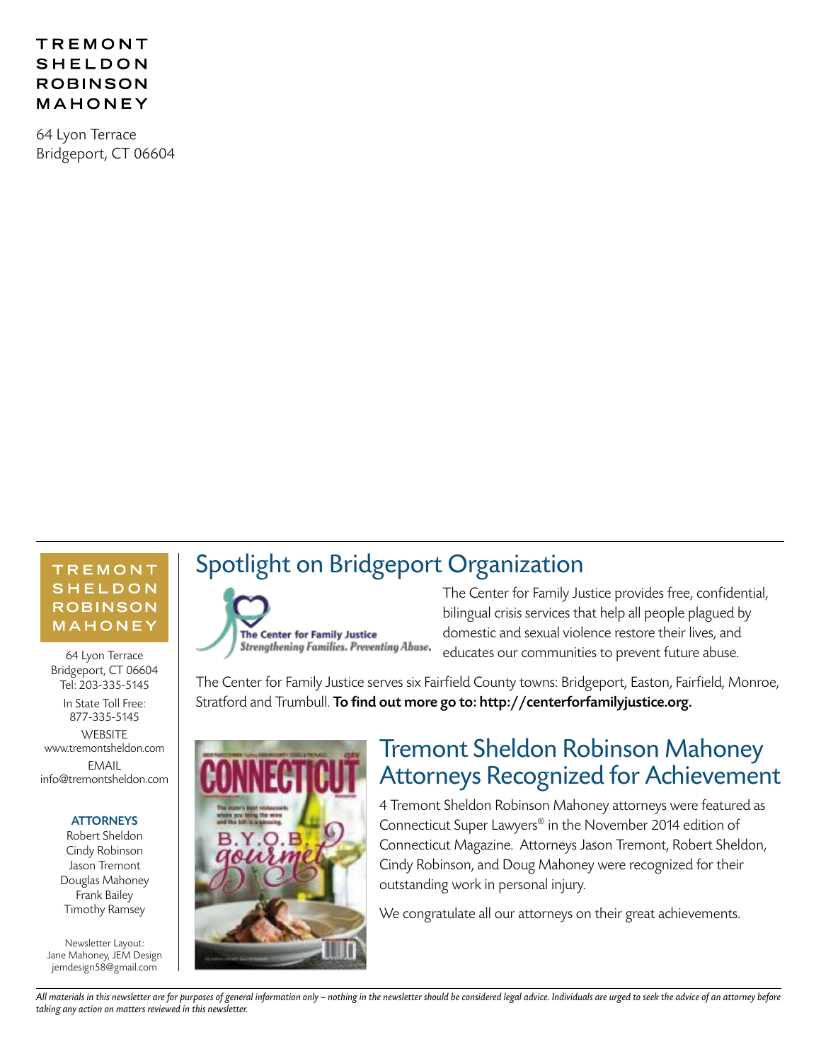TREMONT
SHELDON
ROBINSON
MAHONEY

64 Lyon Terrace
Bridgeport, CT 06604

---

**TREMONT SHELDON ROBINSON MAHONEY**

64 Lyon Terrace
Bridgeport, CT 06604
Tel: 203-335-5145

In State Toll Free:
877-335-5145

WEBSITE
www.tremontsheldon.com

EMAIL
info@tremontsheldon.com

**ATTORNEYS**
Robert Sheldon
Cindy Robinson
Jason Tremont
Douglas Mahoney
Frank Bailey
Timothy Ramsey

Newsletter Layout:
Jane Mahoney, JEM Design
jemdesign58@gmail.com

## Spotlight on Bridgeport Organization

The Center for Family Justice
*Strengthening Families. Preventing Abuse.*

The Center for Family Justice provides free, confidential, bilingual crisis services that help all people plagued by domestic and sexual violence restore their lives, and educates our communities to prevent future abuse.

The Center for Family Justice serves six Fairfield County towns: Bridgeport, Easton, Fairfield, Monroe, Stratford and Trumbull. **To find out more go to: http://centerforfamilyjustice.org.**

## Tremont Sheldon Robinson Mahoney Attorneys Recognized for Achievement

4 Tremont Sheldon Robinson Mahoney attorneys were featured as Connecticut Super Lawyers® in the November 2014 edition of Connecticut Magazine. Attorneys Jason Tremont, Robert Sheldon, Cindy Robinson, and Doug Mahoney were recognized for their outstanding work in personal injury.

We congratulate all our attorneys on their great achievements.

*All materials in this newsletter are for purposes of general information only – nothing in the newsletter should be considered legal advice. Individuals are urged to seek the advice of an attorney before taking any action on matters reviewed in this newsletter.*